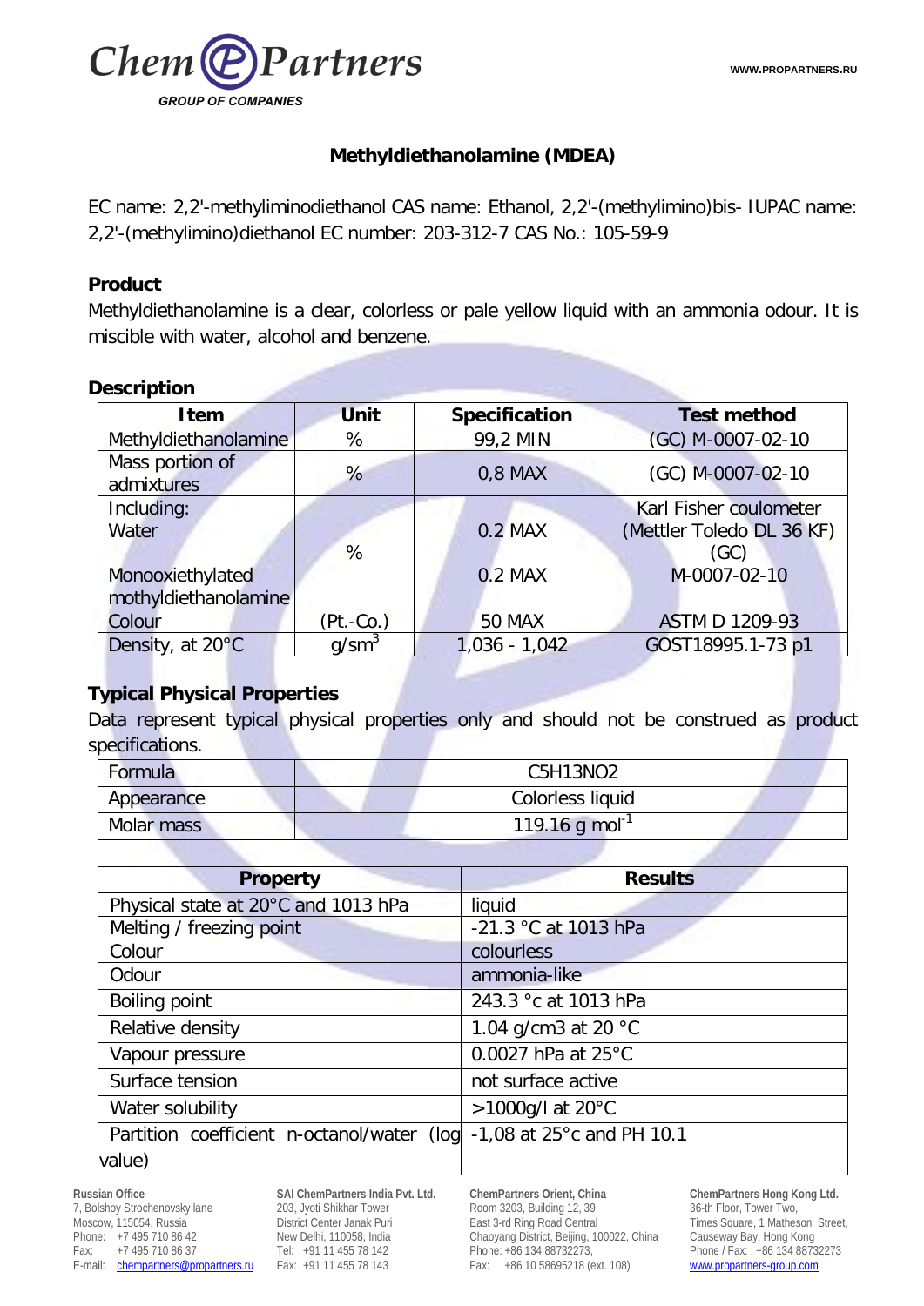Chem Partners
*GROUP OF COMPANIES*

WWW.PROPARTNERS.RU

# Methyldiethanolamine (MDEA)

EC name: 2,2'-methyliminodiethanol CAS name: Ethanol, 2,2'-(methylimino)bis- IUPAC name: 2,2'-(methylimino)diethanol EC number: 203-312-7 CAS No.: 105-59-9

## Product

Methyldiethanolamine is a clear, colorless or pale yellow liquid with an ammonia odour. It is miscible with water, alcohol and benzene.

## Description

| Item | Unit | Specification | Test method |
|---|---|---|---|
| Methyldiethanolamine | % | 99,2 MIN | (GC) M-0007-02-10 |
| Mass portion of admixtures | % | 0,8 MAX | (GC) M-0007-02-10 |
| Including: Water | % | 0.2 MAX | Karl Fisher coulometer (Mettler Toledo DL 36 KF) |
| Monooxiethylated mothyldiethanolamine | % | 0.2 MAX | (GC) M-0007-02-10 |
| Colour | (Pt.-Co.) | 50 MAX | ASTM D 1209-93 |
| Density, at 20°C | g/sm$^3$ | 1,036 - 1,042 | GOST18995.1-73 p1 |

## Typical Physical Properties

Data represent typical physical properties only and should not be construed as product specifications.

| Formula | $C_5H_{13}NO_2$ |
|---|---|
| Appearance | Colorless liquid |
| Molar mass | 119.16 g mol$^{-1}$ |

| Property | Results |
|---|---|
| Physical state at 20°C and 1013 hPa | liquid |
| Melting / freezing point | -21.3 °C at 1013 hPa |
| Colour | colourless |
| Odour | ammonia-like |
| Boiling point | 243.3 °c at 1013 hPa |
| Relative density | 1.04 g/cm3 at 20 °C |
| Vapour pressure | 0.0027 hPa at 25°C |
| Surface tension | not surface active |
| Water solubility | >1000g/l at 20°C |
| Partition coefficient n-octanol/water (log value) | -1,08 at 25°c and PH 10.1 |

**Russian Office**
7, Bolshoy Strochenovsky lane
Moscow, 115054, Russia
Phone: +7 495 710 86 42
Fax: +7 495 710 86 37
E-mail: chempartners@propartners.ru

**SAI ChemPartners India Pvt. Ltd.**
203, Jyoti Shikhar Tower
District Center Janak Puri
New Delhi, 110058, India
Tel: +91 11 455 78 142
Fax: +91 11 455 78 143

**ChemPartners Orient, China**
Room 3203, Building 12, 39
East 3-rd Ring Road Central
Chaoyang District, Beijing, 100022, China
Phone: +86 134 88732273,
Fax: +86 10 58695218 (ext. 108)

**ChemPartners Hong Kong Ltd.**
36-th Floor, Tower Two,
Times Square, 1 Matheson Street,
Causeway Bay, Hong Kong
Phone / Fax: : +86 134 88732273
www.propartners-group.com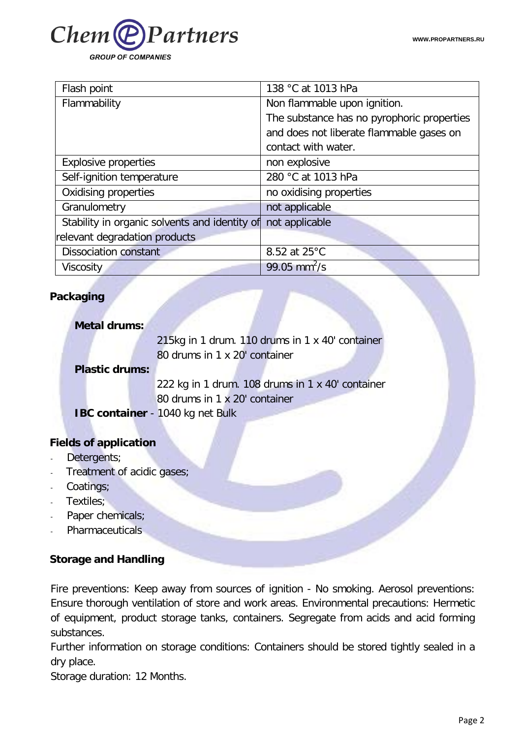| Flash point | 138 °C at 1013 hPa |
| --- | --- |
| Flammability | Non flammable upon ignition. The substance has no pyrophoric properties and does not liberate flammable gases on contact with water. |
| Explosive properties | non explosive |
| Self-ignition temperature | 280 °C at 1013 hPa |
| Oxidising properties | no oxidising properties |
| Granulometry | not applicable |
| Stability in organic solvents and identity of relevant degradation products | not applicable |
| Dissociation constant | 8.52 at 25°C |
| Viscosity | 99.05 $mm^2/s$ |

**Packaging**

**Metal drums:**

215kg in 1 drum. 110 drums in 1 x 40' container
80 drums in 1 x 20' container

**Plastic drums:**

222 kg in 1 drum. 108 drums in 1 x 40' container
80 drums in 1 x 20' container

**IBC container** - 1040 kg net Bulk

**Fields of application**

- Detergents;
- Treatment of acidic gases;
- Coatings;
- Textiles;
- Paper chemicals;
- Pharmaceuticals

**Storage and Handling**

Fire preventions: Keep away from sources of ignition - No smoking. Aerosol preventions: Ensure thorough ventilation of store and work areas. Environmental precautions: Hermetic of equipment, product storage tanks, containers. Segregate from acids and acid forming substances.
Further information on storage conditions: Containers should be stored tightly sealed in a dry place.
Storage duration: 12 Months.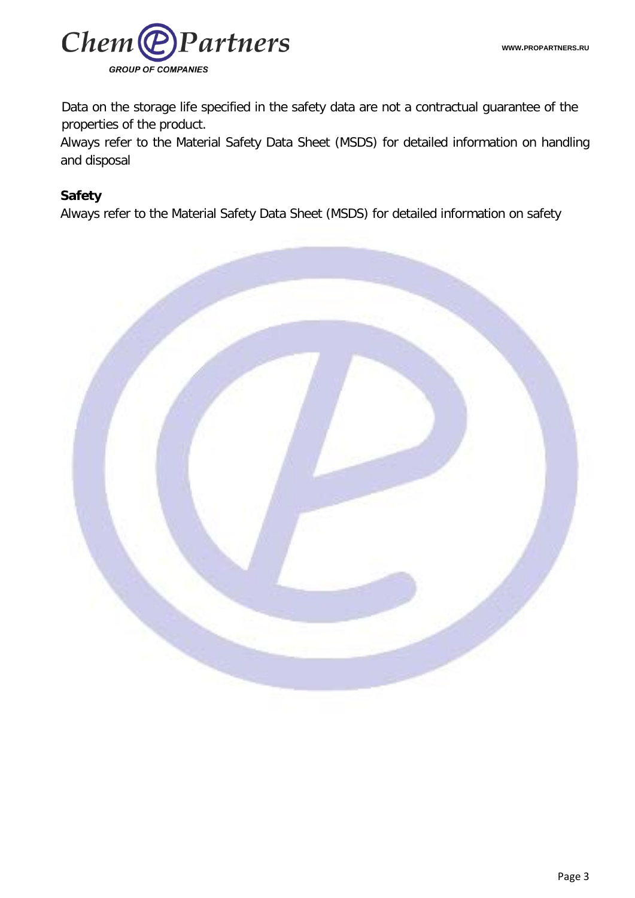Data on the storage life specified in the safety data are not a contractual guarantee of the properties of the product.

Always refer to the Material Safety Data Sheet (MSDS) for detailed information on handling and disposal

**Safety**

Always refer to the Material Safety Data Sheet (MSDS) for detailed information on safety